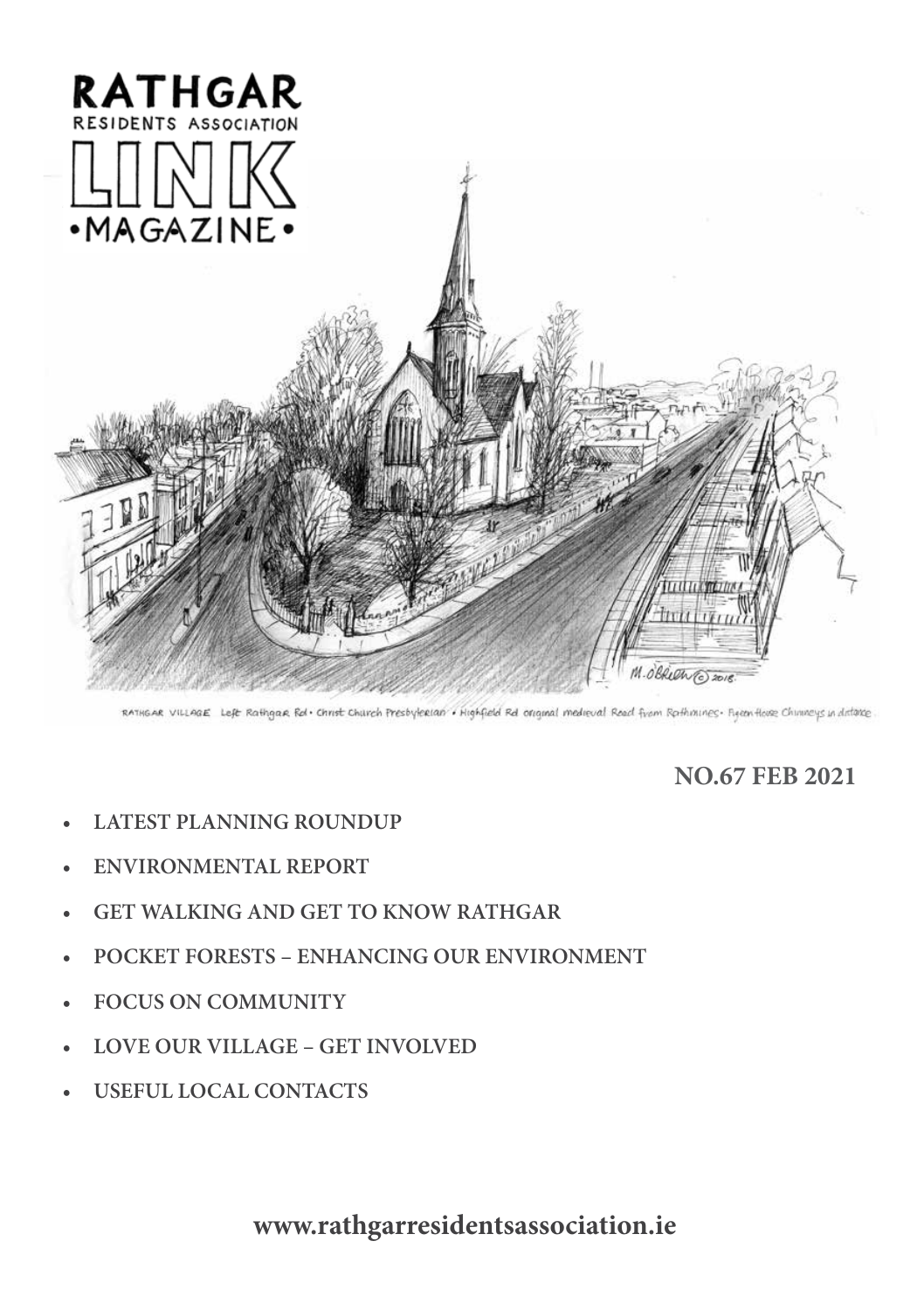# RATHGAR

RESIDENTS ASSOCIATION

# LINK

•MAGAZINE•

RATHGAR VILLAGE Left Rathgar Rd • Christ Church Presbyterian • Highfield Rd original medieval Road from Rathmines • Pigeon House Chimneys in distance

**NO.67 FEB 2021**

- **LATEST PLANNING ROUNDUP**
- **ENVIRONMENTAL REPORT**
- **GET WALKING AND GET TO KNOW RATHGAR**
- **POCKET FORESTS – ENHANCING OUR ENVIRONMENT**
- **FOCUS ON COMMUNITY**
- **LOVE OUR VILLAGE – GET INVOLVED**
- **USEFUL LOCAL CONTACTS**

**www.rathgarresidentsassociation.ie**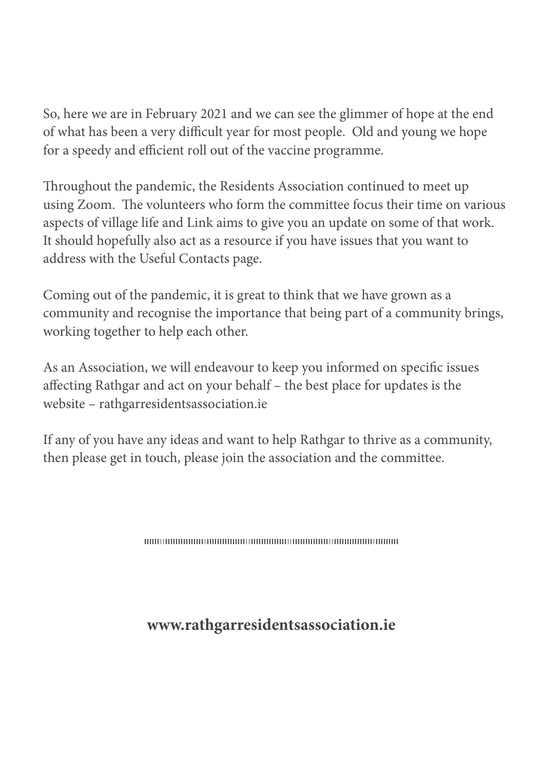So, here we are in February 2021 and we can see the glimmer of hope at the end of what has been a very difficult year for most people. Old and young we hope for a speedy and efficient roll out of the vaccine programme.

Throughout the pandemic, the Residents Association continued to meet up using Zoom. The volunteers who form the committee focus their time on various aspects of village life and Link aims to give you an update on some of that work. It should hopefully also act as a resource if you have issues that you want to address with the Useful Contacts page.

Coming out of the pandemic, it is great to think that we have grown as a community and recognise the importance that being part of a community brings, working together to help each other.

As an Association, we will endeavour to keep you informed on specific issues affecting Rathgar and act on your behalf – the best place for updates is the website – rathgarresidentsassociation.ie

If any of you have any ideas and want to help Rathgar to thrive as a community, then please get in touch, please join the association and the committee.

**www.rathgarresidentsassociation.ie**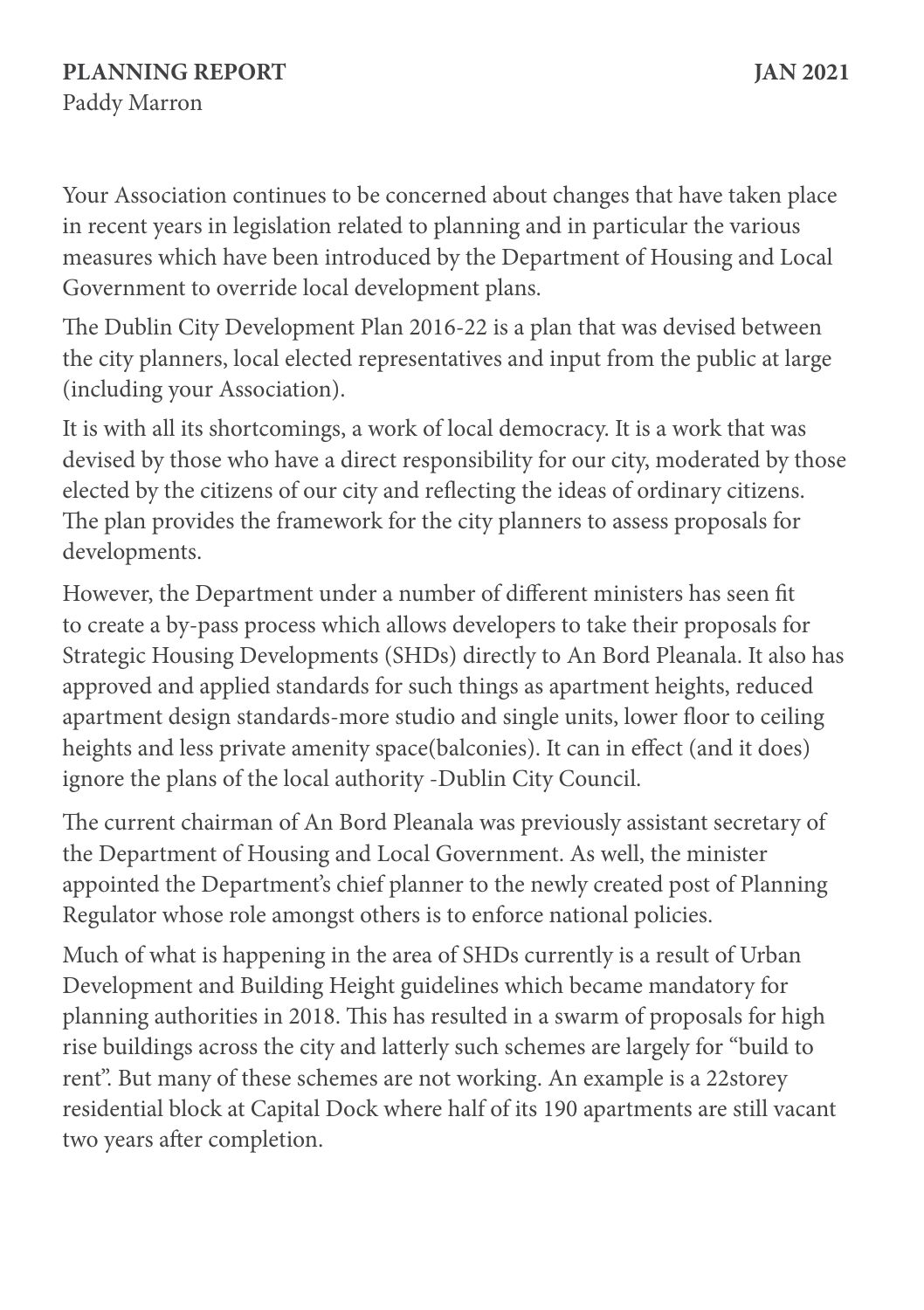**PLANNING REPORT** **JAN 2021**

Paddy Marron

Your Association continues to be concerned about changes that have taken place in recent years in legislation related to planning and in particular the various measures which have been introduced by the Department of Housing and Local Government to override local development plans.

The Dublin City Development Plan 2016-22 is a plan that was devised between the city planners, local elected representatives and input from the public at large (including your Association).

It is with all its shortcomings, a work of local democracy. It is a work that was devised by those who have a direct responsibility for our city, moderated by those elected by the citizens of our city and reflecting the ideas of ordinary citizens. The plan provides the framework for the city planners to assess proposals for developments.

However, the Department under a number of different ministers has seen fit to create a by-pass process which allows developers to take their proposals for Strategic Housing Developments (SHDs) directly to An Bord Pleanala. It also has approved and applied standards for such things as apartment heights, reduced apartment design standards-more studio and single units, lower floor to ceiling heights and less private amenity space(balconies). It can in effect (and it does) ignore the plans of the local authority -Dublin City Council.

The current chairman of An Bord Pleanala was previously assistant secretary of the Department of Housing and Local Government. As well, the minister appointed the Department's chief planner to the newly created post of Planning Regulator whose role amongst others is to enforce national policies.

Much of what is happening in the area of SHDs currently is a result of Urban Development and Building Height guidelines which became mandatory for planning authorities in 2018. This has resulted in a swarm of proposals for high rise buildings across the city and latterly such schemes are largely for "build to rent". But many of these schemes are not working. An example is a 22storey residential block at Capital Dock where half of its 190 apartments are still vacant two years after completion.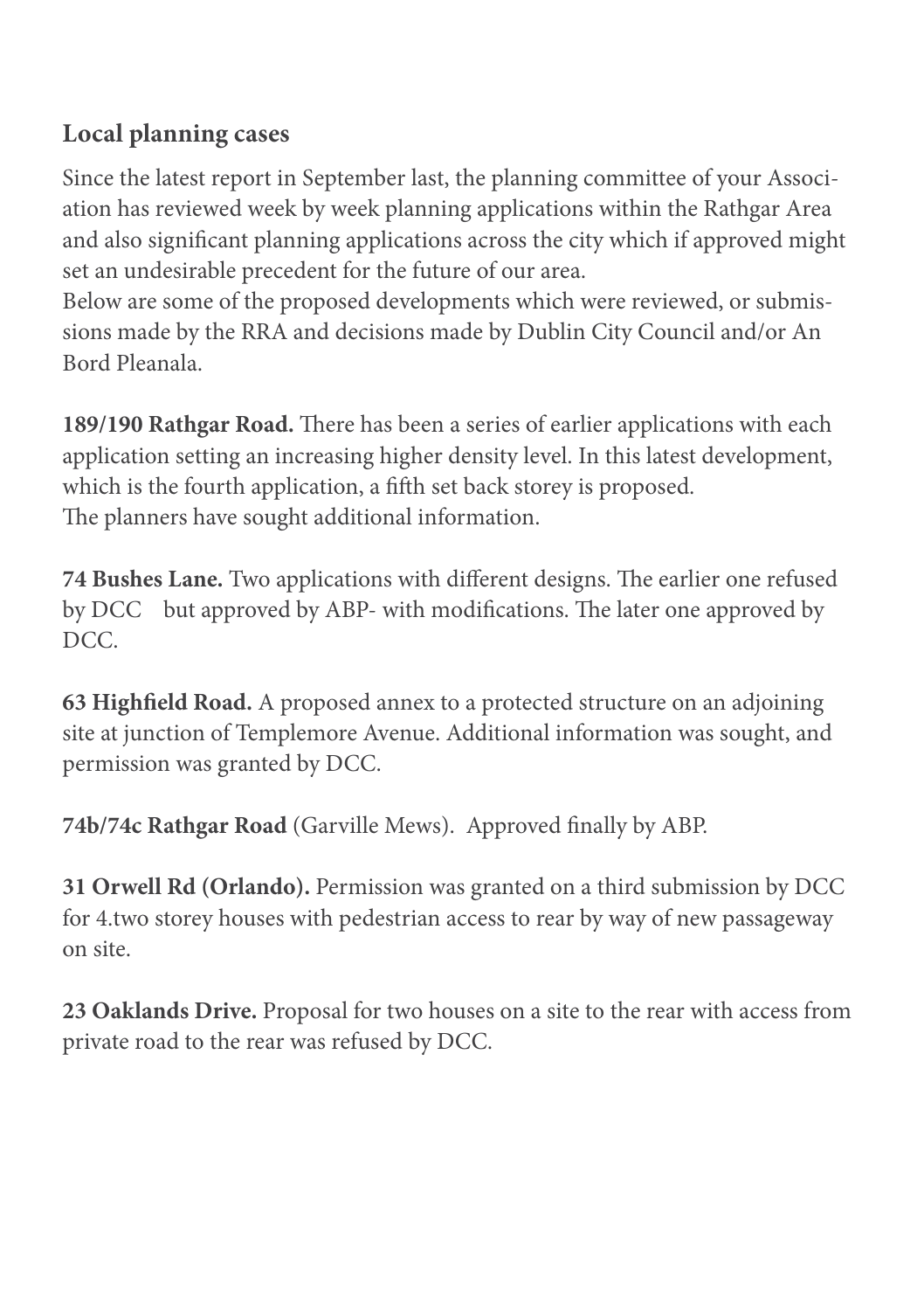## Local planning cases

Since the latest report in September last, the planning committee of your Association has reviewed week by week planning applications within the Rathgar Area and also significant planning applications across the city which if approved might set an undesirable precedent for the future of our area.

Below are some of the proposed developments which were reviewed, or submissions made by the RRA and decisions made by Dublin City Council and/or An Bord Pleanala.

**189/190 Rathgar Road.** There has been a series of earlier applications with each application setting an increasing higher density level. In this latest development, which is the fourth application, a fifth set back storey is proposed.
The planners have sought additional information.

**74 Bushes Lane.** Two applications with different designs. The earlier one refused by DCC but approved by ABP- with modifications. The later one approved by DCC.

**63 Highfield Road.** A proposed annex to a protected structure on an adjoining site at junction of Templemore Avenue. Additional information was sought, and permission was granted by DCC.

**74b/74c Rathgar Road** (Garville Mews). Approved finally by ABP.

**31 Orwell Rd (Orlando).** Permission was granted on a third submission by DCC for 4.two storey houses with pedestrian access to rear by way of new passageway on site.

**23 Oaklands Drive.** Proposal for two houses on a site to the rear with access from private road to the rear was refused by DCC.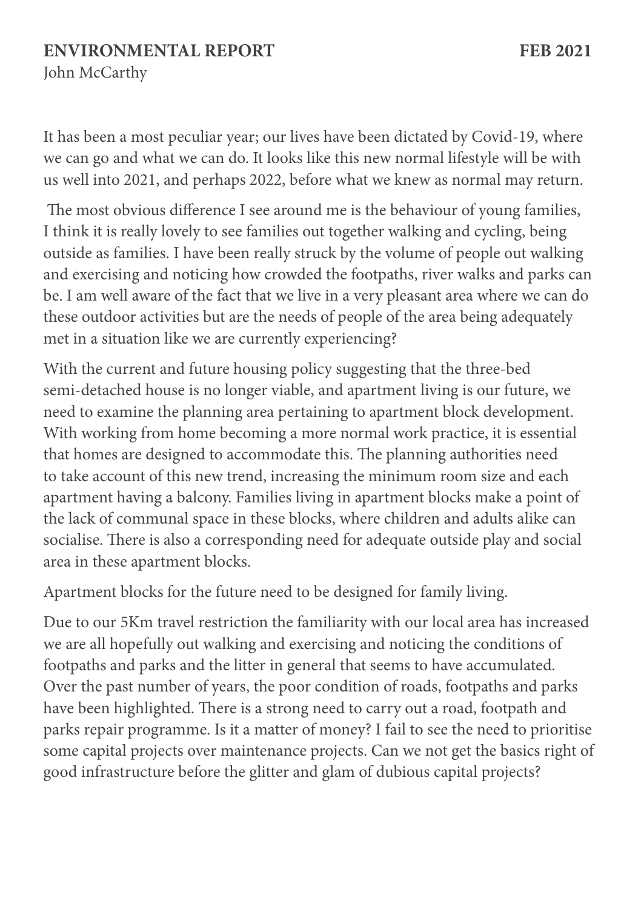## ENVIRONMENTAL REPORT — FEB 2021

John McCarthy

It has been a most peculiar year; our lives have been dictated by Covid-19, where we can go and what we can do. It looks like this new normal lifestyle will be with us well into 2021, and perhaps 2022, before what we knew as normal may return.

The most obvious difference I see around me is the behaviour of young families, I think it is really lovely to see families out together walking and cycling, being outside as families. I have been really struck by the volume of people out walking and exercising and noticing how crowded the footpaths, river walks and parks can be. I am well aware of the fact that we live in a very pleasant area where we can do these outdoor activities but are the needs of people of the area being adequately met in a situation like we are currently experiencing?

With the current and future housing policy suggesting that the three-bed semi-detached house is no longer viable, and apartment living is our future, we need to examine the planning area pertaining to apartment block development. With working from home becoming a more normal work practice, it is essential that homes are designed to accommodate this. The planning authorities need to take account of this new trend, increasing the minimum room size and each apartment having a balcony. Families living in apartment blocks make a point of the lack of communal space in these blocks, where children and adults alike can socialise. There is also a corresponding need for adequate outside play and social area in these apartment blocks.

Apartment blocks for the future need to be designed for family living.

Due to our 5Km travel restriction the familiarity with our local area has increased we are all hopefully out walking and exercising and noticing the conditions of footpaths and parks and the litter in general that seems to have accumulated. Over the past number of years, the poor condition of roads, footpaths and parks have been highlighted. There is a strong need to carry out a road, footpath and parks repair programme. Is it a matter of money? I fail to see the need to prioritise some capital projects over maintenance projects. Can we not get the basics right of good infrastructure before the glitter and glam of dubious capital projects?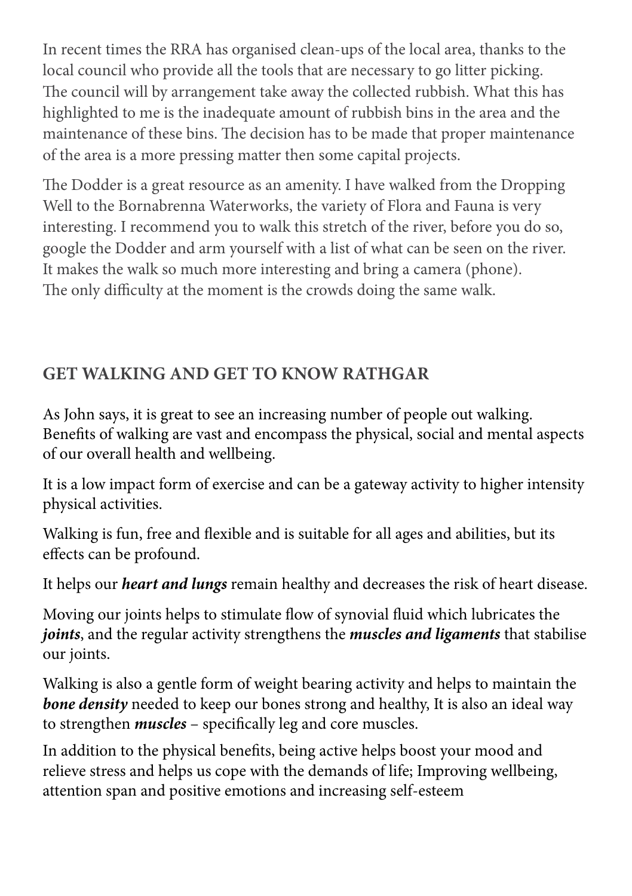In recent times the RRA has organised clean-ups of the local area, thanks to the local council who provide all the tools that are necessary to go litter picking. The council will by arrangement take away the collected rubbish. What this has highlighted to me is the inadequate amount of rubbish bins in the area and the maintenance of these bins. The decision has to be made that proper maintenance of the area is a more pressing matter then some capital projects.

The Dodder is a great resource as an amenity. I have walked from the Dropping Well to the Bornabrenna Waterworks, the variety of Flora and Fauna is very interesting. I recommend you to walk this stretch of the river, before you do so, google the Dodder and arm yourself with a list of what can be seen on the river. It makes the walk so much more interesting and bring a camera (phone). The only difficulty at the moment is the crowds doing the same walk.

## GET WALKING AND GET TO KNOW RATHGAR

As John says, it is great to see an increasing number of people out walking. Benefits of walking are vast and encompass the physical, social and mental aspects of our overall health and wellbeing.

It is a low impact form of exercise and can be a gateway activity to higher intensity physical activities.

Walking is fun, free and flexible and is suitable for all ages and abilities, but its effects can be profound.

It helps our ***heart and lungs*** remain healthy and decreases the risk of heart disease.

Moving our joints helps to stimulate flow of synovial fluid which lubricates the ***joints***, and the regular activity strengthens the ***muscles and ligaments*** that stabilise our joints.

Walking is also a gentle form of weight bearing activity and helps to maintain the ***bone density*** needed to keep our bones strong and healthy, It is also an ideal way to strengthen ***muscles*** – specifically leg and core muscles.

In addition to the physical benefits, being active helps boost your mood and relieve stress and helps us cope with the demands of life; Improving wellbeing, attention span and positive emotions and increasing self-esteem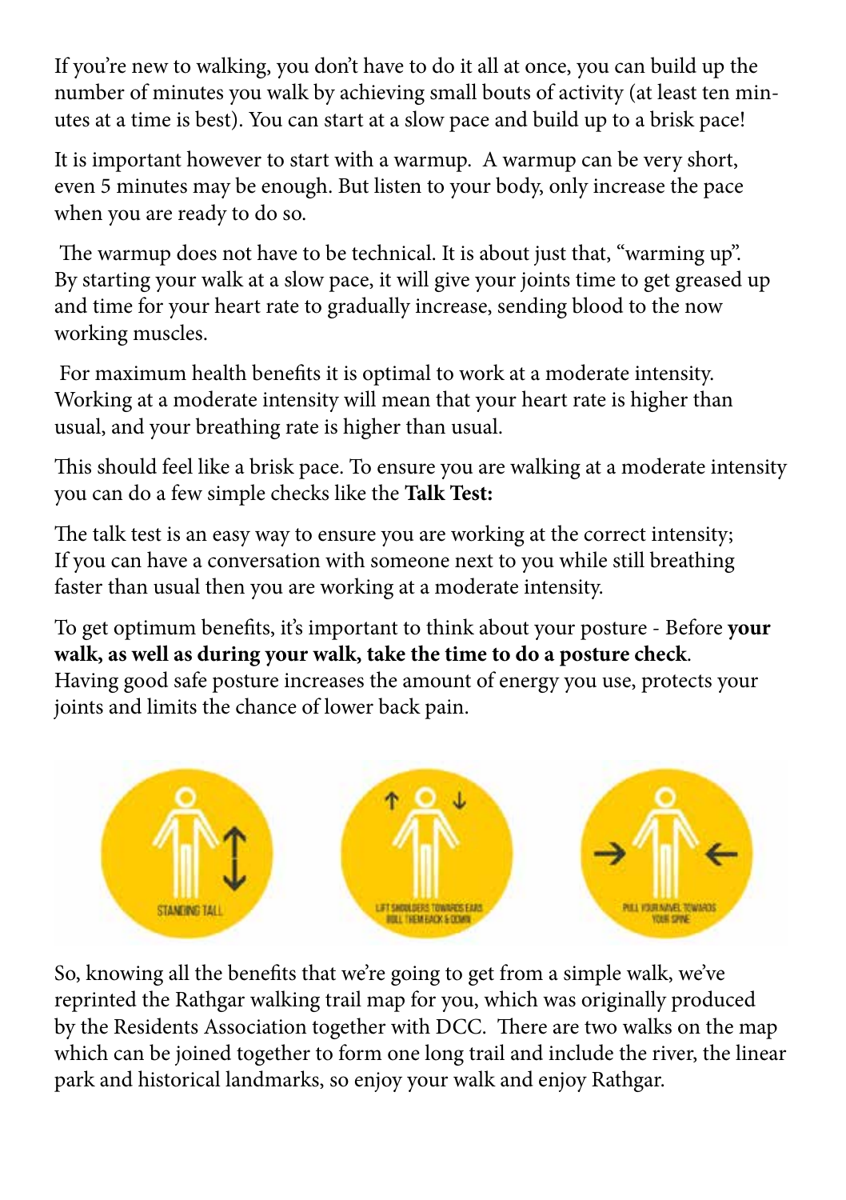If you're new to walking, you don't have to do it all at once, you can build up the number of minutes you walk by achieving small bouts of activity (at least ten minutes at a time is best). You can start at a slow pace and build up to a brisk pace!

It is important however to start with a warmup. A warmup can be very short, even 5 minutes may be enough. But listen to your body, only increase the pace when you are ready to do so.

The warmup does not have to be technical. It is about just that, "warming up". By starting your walk at a slow pace, it will give your joints time to get greased up and time for your heart rate to gradually increase, sending blood to the now working muscles.

For maximum health benefits it is optimal to work at a moderate intensity. Working at a moderate intensity will mean that your heart rate is higher than usual, and your breathing rate is higher than usual.

This should feel like a brisk pace. To ensure you are walking at a moderate intensity you can do a few simple checks like the **Talk Test:**

The talk test is an easy way to ensure you are working at the correct intensity; If you can have a conversation with someone next to you while still breathing faster than usual then you are working at a moderate intensity.

To get optimum benefits, it's important to think about your posture - Before **your walk, as well as during your walk, take the time to do a posture check**. Having good safe posture increases the amount of energy you use, protects your joints and limits the chance of lower back pain.

STANDING TALL

LIFT SHOULDERS TOWARDS EARS ROLL THEM BACK & DOWN

PULL YOUR NAVEL TOWARDS YOUR SPINE

So, knowing all the benefits that we're going to get from a simple walk, we've reprinted the Rathgar walking trail map for you, which was originally produced by the Residents Association together with DCC. There are two walks on the map which can be joined together to form one long trail and include the river, the linear park and historical landmarks, so enjoy your walk and enjoy Rathgar.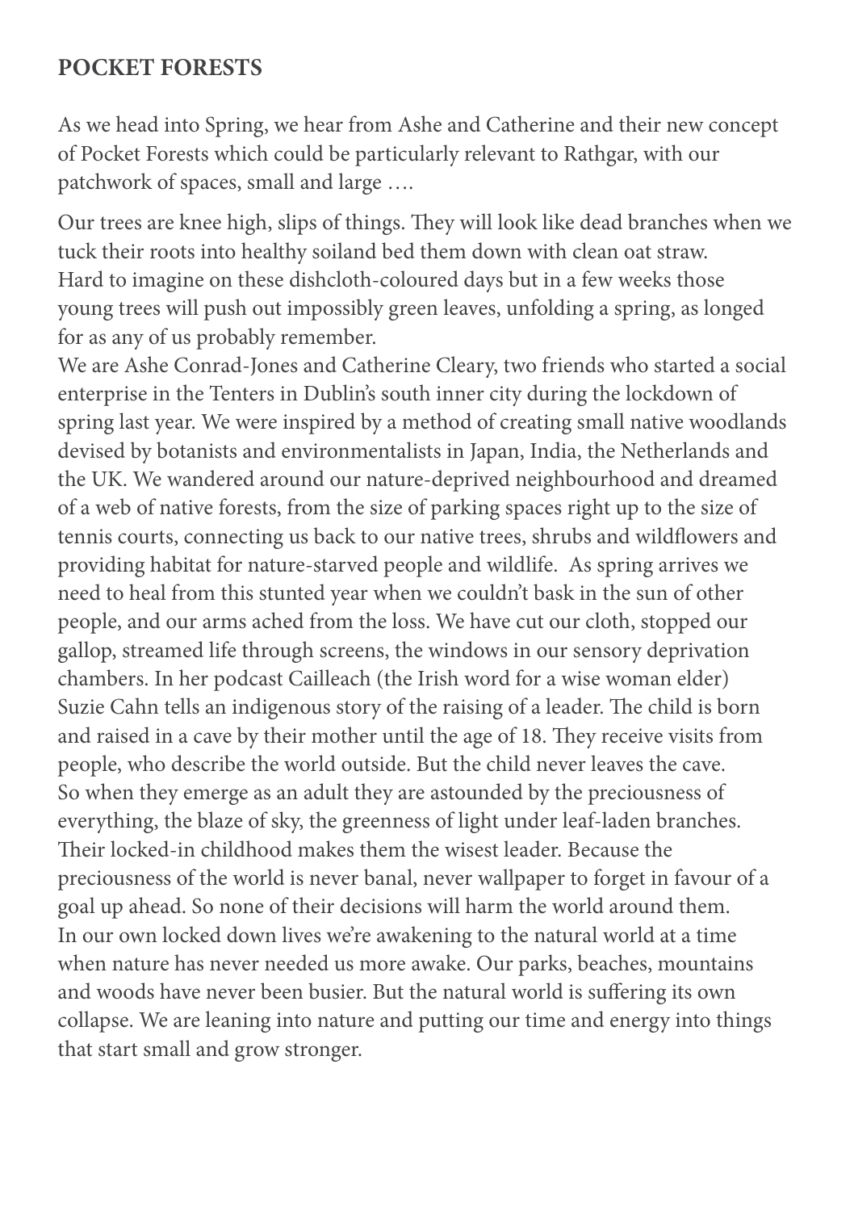## POCKET FORESTS

As we head into Spring, we hear from Ashe and Catherine and their new concept of Pocket Forests which could be particularly relevant to Rathgar, with our patchwork of spaces, small and large ….

Our trees are knee high, slips of things. They will look like dead branches when we tuck their roots into healthy soiland bed them down with clean oat straw. Hard to imagine on these dishcloth-coloured days but in a few weeks those young trees will push out impossibly green leaves, unfolding a spring, as longed for as any of us probably remember.

We are Ashe Conrad-Jones and Catherine Cleary, two friends who started a social enterprise in the Tenters in Dublin's south inner city during the lockdown of spring last year. We were inspired by a method of creating small native woodlands devised by botanists and environmentalists in Japan, India, the Netherlands and the UK. We wandered around our nature-deprived neighbourhood and dreamed of a web of native forests, from the size of parking spaces right up to the size of tennis courts, connecting us back to our native trees, shrubs and wildflowers and providing habitat for nature-starved people and wildlife. As spring arrives we need to heal from this stunted year when we couldn't bask in the sun of other people, and our arms ached from the loss. We have cut our cloth, stopped our gallop, streamed life through screens, the windows in our sensory deprivation chambers. In her podcast Cailleach (the Irish word for a wise woman elder) Suzie Cahn tells an indigenous story of the raising of a leader. The child is born and raised in a cave by their mother until the age of 18. They receive visits from people, who describe the world outside. But the child never leaves the cave. So when they emerge as an adult they are astounded by the preciousness of everything, the blaze of sky, the greenness of light under leaf-laden branches. Their locked-in childhood makes them the wisest leader. Because the preciousness of the world is never banal, never wallpaper to forget in favour of a goal up ahead. So none of their decisions will harm the world around them. In our own locked down lives we're awakening to the natural world at a time when nature has never needed us more awake. Our parks, beaches, mountains and woods have never been busier. But the natural world is suffering its own collapse. We are leaning into nature and putting our time and energy into things that start small and grow stronger.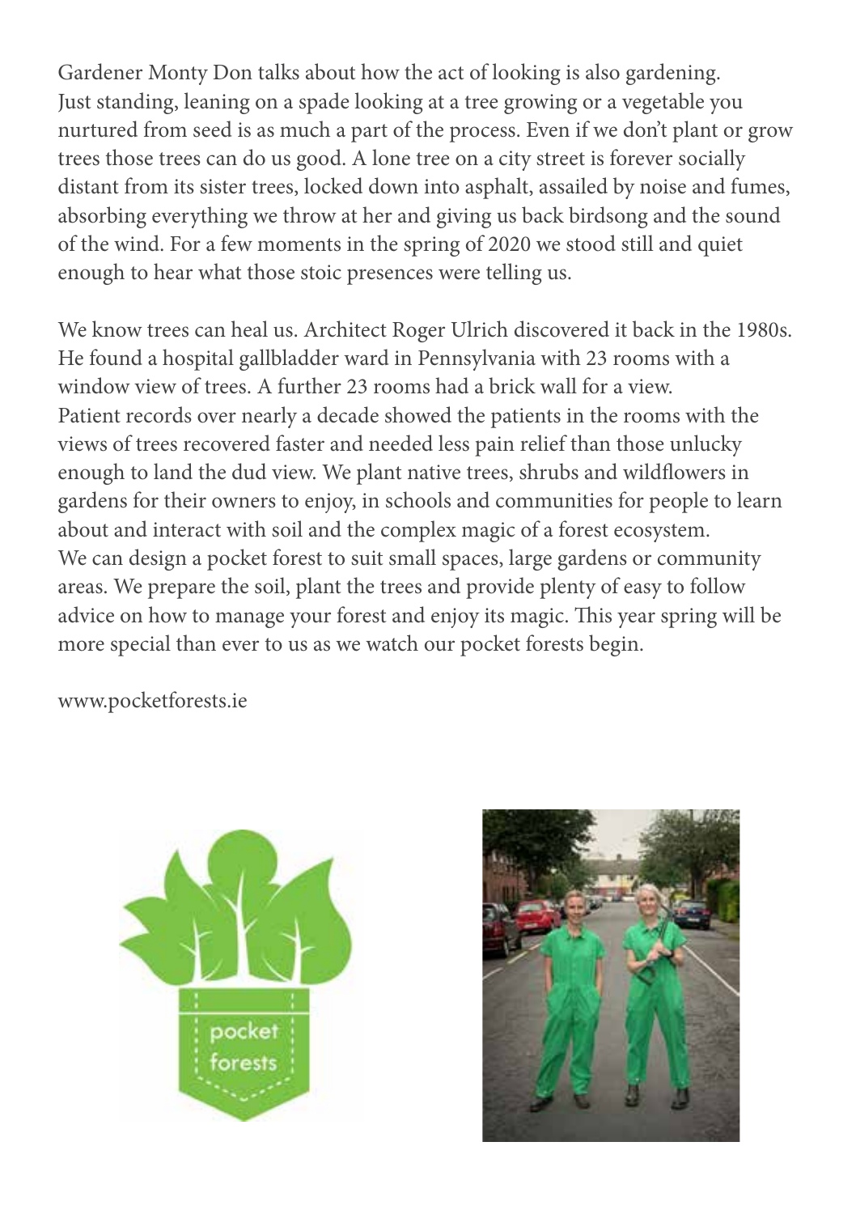Gardener Monty Don talks about how the act of looking is also gardening. Just standing, leaning on a spade looking at a tree growing or a vegetable you nurtured from seed is as much a part of the process. Even if we don't plant or grow trees those trees can do us good. A lone tree on a city street is forever socially distant from its sister trees, locked down into asphalt, assailed by noise and fumes, absorbing everything we throw at her and giving us back birdsong and the sound of the wind. For a few moments in the spring of 2020 we stood still and quiet enough to hear what those stoic presences were telling us.

We know trees can heal us. Architect Roger Ulrich discovered it back in the 1980s. He found a hospital gallbladder ward in Pennsylvania with 23 rooms with a window view of trees. A further 23 rooms had a brick wall for a view. Patient records over nearly a decade showed the patients in the rooms with the views of trees recovered faster and needed less pain relief than those unlucky enough to land the dud view. We plant native trees, shrubs and wildflowers in gardens for their owners to enjoy, in schools and communities for people to learn about and interact with soil and the complex magic of a forest ecosystem. We can design a pocket forest to suit small spaces, large gardens or community areas. We prepare the soil, plant the trees and provide plenty of easy to follow advice on how to manage your forest and enjoy its magic. This year spring will be more special than ever to us as we watch our pocket forests begin.

www.pocketforests.ie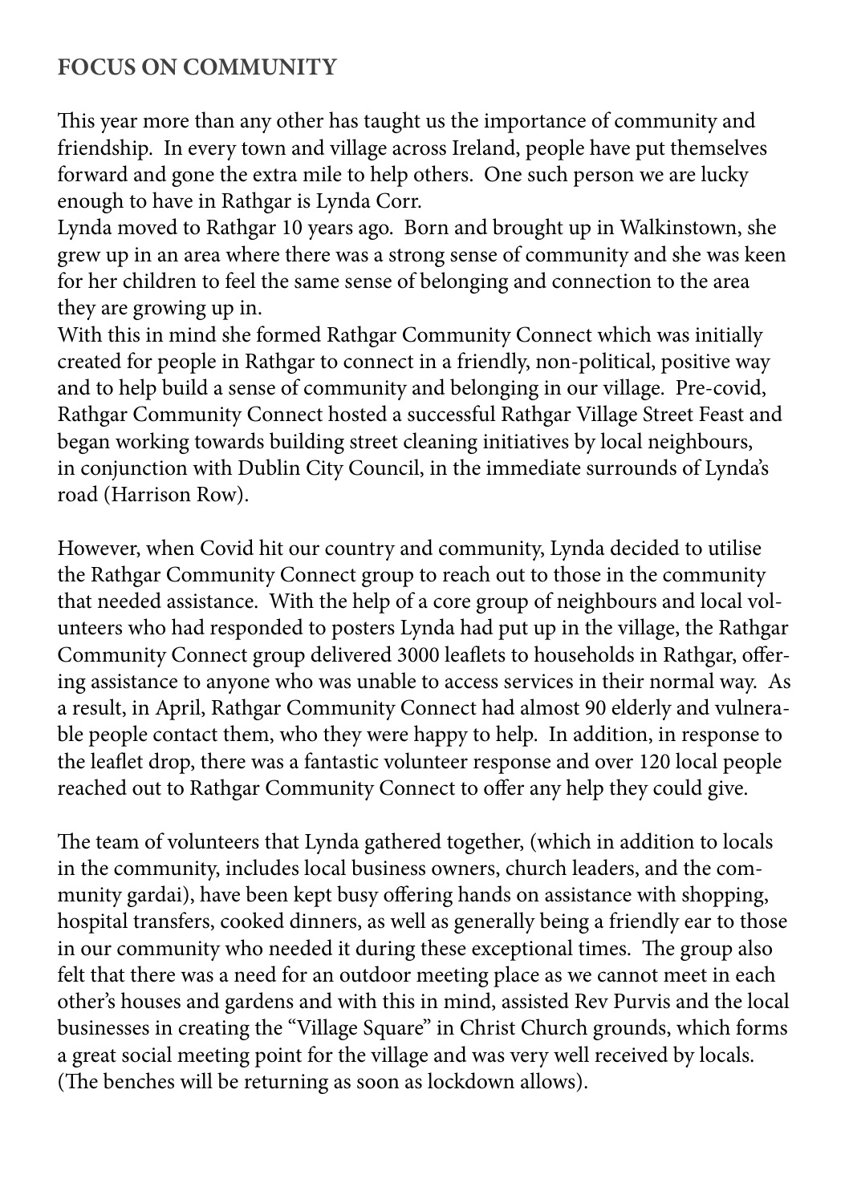## FOCUS ON COMMUNITY

This year more than any other has taught us the importance of community and friendship. In every town and village across Ireland, people have put themselves forward and gone the extra mile to help others. One such person we are lucky enough to have in Rathgar is Lynda Corr.

Lynda moved to Rathgar 10 years ago. Born and brought up in Walkinstown, she grew up in an area where there was a strong sense of community and she was keen for her children to feel the same sense of belonging and connection to the area they are growing up in.

With this in mind she formed Rathgar Community Connect which was initially created for people in Rathgar to connect in a friendly, non-political, positive way and to help build a sense of community and belonging in our village. Pre-covid, Rathgar Community Connect hosted a successful Rathgar Village Street Feast and began working towards building street cleaning initiatives by local neighbours, in conjunction with Dublin City Council, in the immediate surrounds of Lynda's road (Harrison Row).

However, when Covid hit our country and community, Lynda decided to utilise the Rathgar Community Connect group to reach out to those in the community that needed assistance. With the help of a core group of neighbours and local volunteers who had responded to posters Lynda had put up in the village, the Rathgar Community Connect group delivered 3000 leaflets to households in Rathgar, offering assistance to anyone who was unable to access services in their normal way. As a result, in April, Rathgar Community Connect had almost 90 elderly and vulnerable people contact them, who they were happy to help. In addition, in response to the leaflet drop, there was a fantastic volunteer response and over 120 local people reached out to Rathgar Community Connect to offer any help they could give.

The team of volunteers that Lynda gathered together, (which in addition to locals in the community, includes local business owners, church leaders, and the community gardai), have been kept busy offering hands on assistance with shopping, hospital transfers, cooked dinners, as well as generally being a friendly ear to those in our community who needed it during these exceptional times. The group also felt that there was a need for an outdoor meeting place as we cannot meet in each other's houses and gardens and with this in mind, assisted Rev Purvis and the local businesses in creating the "Village Square" in Christ Church grounds, which forms a great social meeting point for the village and was very well received by locals. (The benches will be returning as soon as lockdown allows).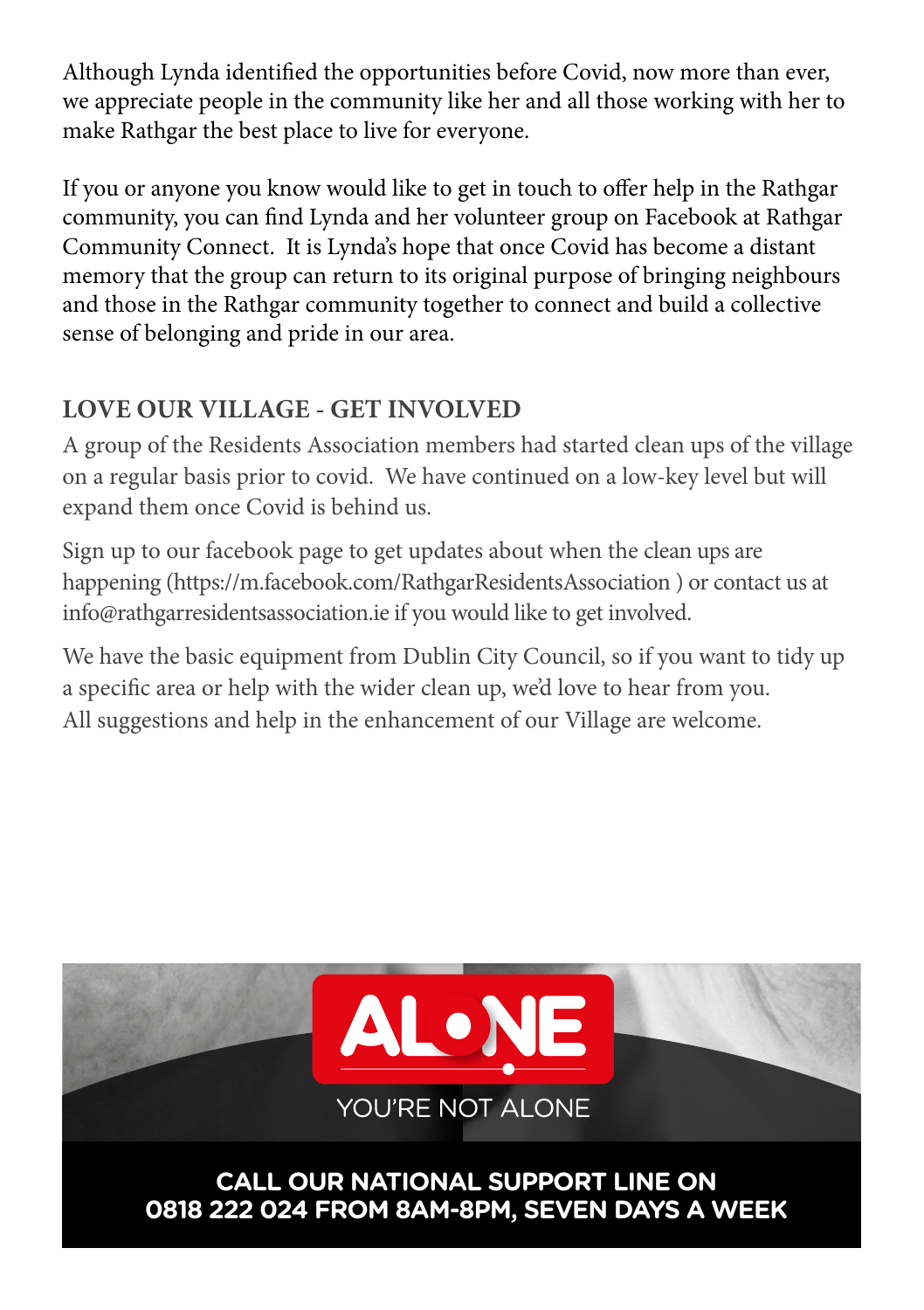Although Lynda identified the opportunities before Covid, now more than ever, we appreciate people in the community like her and all those working with her to make Rathgar the best place to live for everyone.

If you or anyone you know would like to get in touch to offer help in the Rathgar community, you can find Lynda and her volunteer group on Facebook at Rathgar Community Connect. It is Lynda's hope that once Covid has become a distant memory that the group can return to its original purpose of bringing neighbours and those in the Rathgar community together to connect and build a collective sense of belonging and pride in our area.

## LOVE OUR VILLAGE - GET INVOLVED

A group of the Residents Association members had started clean ups of the village on a regular basis prior to covid. We have continued on a low-key level but will expand them once Covid is behind us.

Sign up to our facebook page to get updates about when the clean ups are happening (https://m.facebook.com/RathgarResidentsAssociation ) or contact us at info@rathgarresidentsassociation.ie if you would like to get involved.

We have the basic equipment from Dublin City Council, so if you want to tidy up a specific area or help with the wider clean up, we'd love to hear from you. All suggestions and help in the enhancement of our Village are welcome.

ALONE

YOU'RE NOT ALONE

**CALL OUR NATIONAL SUPPORT LINE ON 0818 222 024 FROM 8AM-8PM, SEVEN DAYS A WEEK**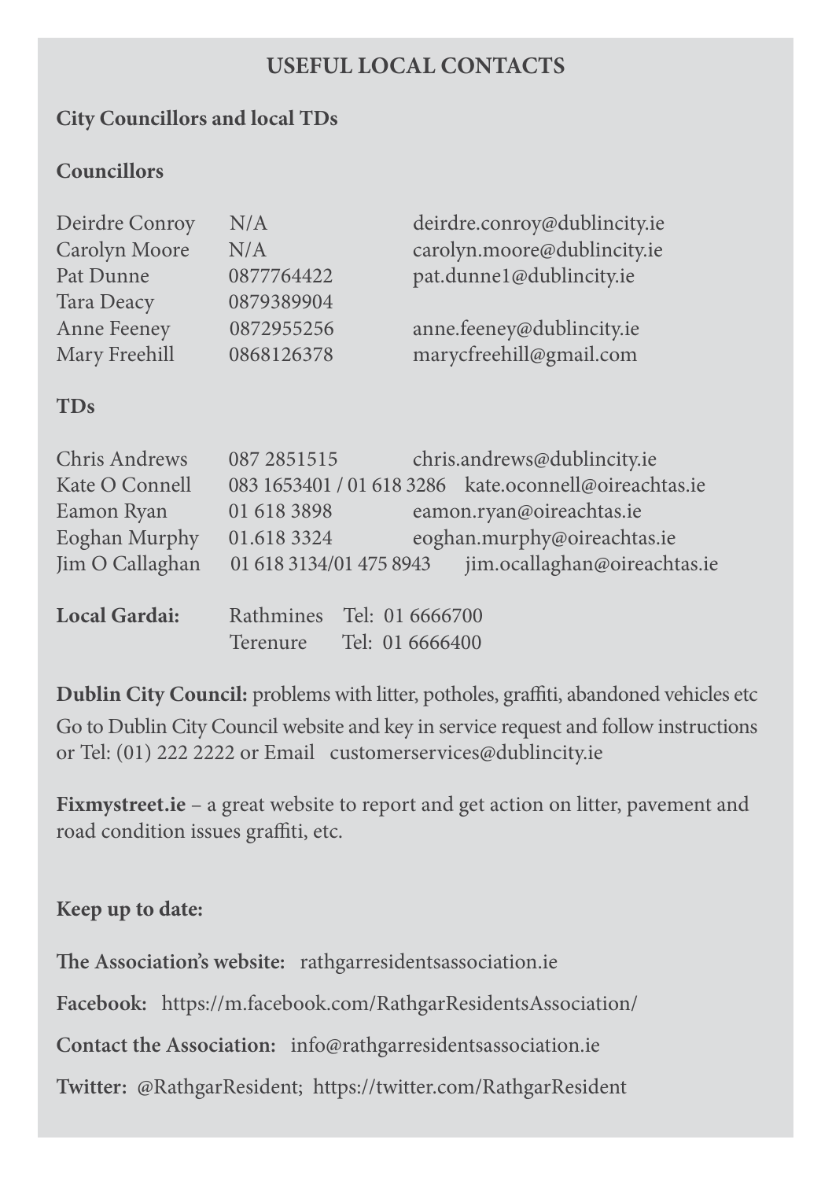## USEFUL LOCAL CONTACTS

**City Councillors and local TDs**

**Councillors**

| | | |
|---|---|---|
| Deirdre Conroy | N/A | deirdre.conroy@dublincity.ie |
| Carolyn Moore | N/A | carolyn.moore@dublincity.ie |
| Pat Dunne | 0877764422 | pat.dunne1@dublincity.ie |
| Tara Deacy | 0879389904 | |
| Anne Feeney | 0872955256 | anne.feeney@dublincity.ie |
| Mary Freehill | 0868126378 | marycfreehill@gmail.com |

**TDs**

| | | |
|---|---|---|
| Chris Andrews | 087 2851515 | chris.andrews@dublincity.ie |
| Kate O Connell | 083 1653401 / 01 618 3286 | kate.oconnell@oireachtas.ie |
| Eamon Ryan | 01 618 3898 | eamon.ryan@oireachtas.ie |
| Eoghan Murphy | 01.618 3324 | eoghan.murphy@oireachtas.ie |
| Jim O Callaghan | 01 618 3134/01 475 8943 | jim.ocallaghan@oireachtas.ie |

**Local Gardai:** Rathmines Tel: 01 6666700
Terenure Tel: 01 6666400

**Dublin City Council:** problems with litter, potholes, graffiti, abandoned vehicles etc
Go to Dublin City Council website and key in service request and follow instructions or Tel: (01) 222 2222 or Email customerservices@dublincity.ie

**Fixmystreet.ie** – a great website to report and get action on litter, pavement and road condition issues graffiti, etc.

**Keep up to date:**

**The Association's website:** rathgarresidentsassociation.ie

**Facebook:** https://m.facebook.com/RathgarResidentsAssociation/

**Contact the Association:** info@rathgarresidentsassociation.ie

**Twitter:** @RathgarResident; https://twitter.com/RathgarResident